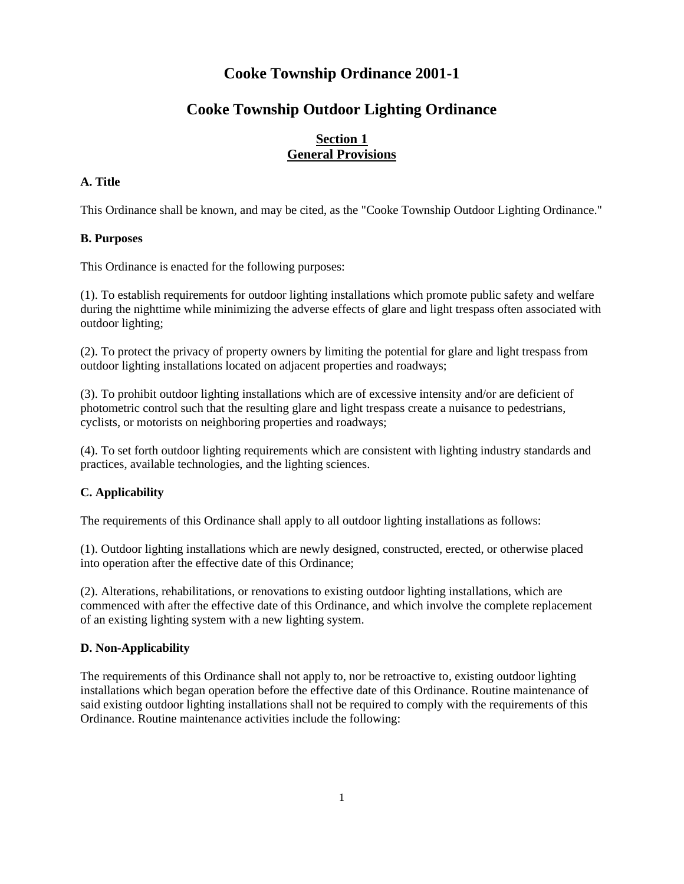# Cooke Township Ordinance 2001-1

# Cooke Township Outdoor Lighting Ordinance

## Section 1
## General Provisions

### A. Title

This Ordinance shall be known, and may be cited, as the "Cooke Township Outdoor Lighting Ordinance."

### B. Purposes

This Ordinance is enacted for the following purposes:

(1). To establish requirements for outdoor lighting installations which promote public safety and welfare during the nighttime while minimizing the adverse effects of glare and light trespass often associated with outdoor lighting;

(2). To protect the privacy of property owners by limiting the potential for glare and light trespass from outdoor lighting installations located on adjacent properties and roadways;

(3). To prohibit outdoor lighting installations which are of excessive intensity and/or are deficient of photometric control such that the resulting glare and light trespass create a nuisance to pedestrians, cyclists, or motorists on neighboring properties and roadways;

(4). To set forth outdoor lighting requirements which are consistent with lighting industry standards and practices, available technologies, and the lighting sciences.

### C. Applicability

The requirements of this Ordinance shall apply to all outdoor lighting installations as follows:

(1). Outdoor lighting installations which are newly designed, constructed, erected, or otherwise placed into operation after the effective date of this Ordinance;

(2). Alterations, rehabilitations, or renovations to existing outdoor lighting installations, which are commenced with after the effective date of this Ordinance, and which involve the complete replacement of an existing lighting system with a new lighting system.

### D. Non-Applicability

The requirements of this Ordinance shall not apply to, nor be retroactive to, existing outdoor lighting installations which began operation before the effective date of this Ordinance. Routine maintenance of said existing outdoor lighting installations shall not be required to comply with the requirements of this Ordinance. Routine maintenance activities include the following: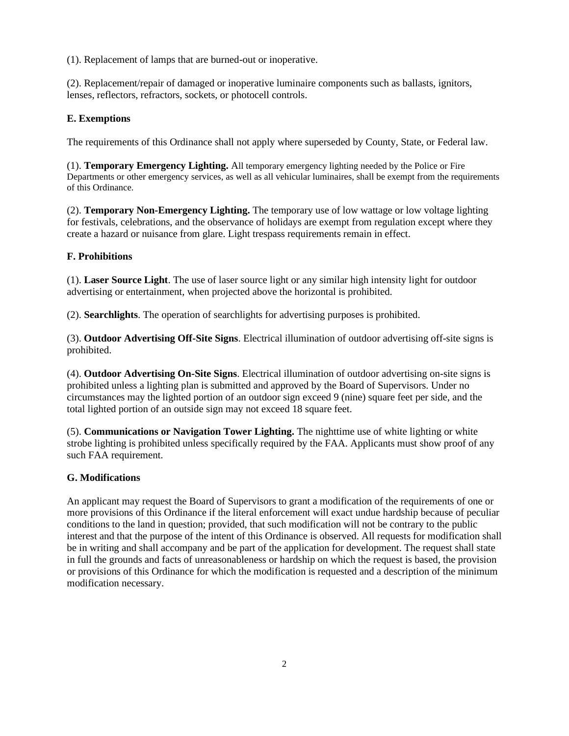(1). Replacement of lamps that are burned-out or inoperative.

(2). Replacement/repair of damaged or inoperative luminaire components such as ballasts, ignitors, lenses, reflectors, refractors, sockets, or photocell controls.

### E. Exemptions

The requirements of this Ordinance shall not apply where superseded by County, State, or Federal law.

(1). **Temporary Emergency Lighting.** All temporary emergency lighting needed by the Police or Fire Departments or other emergency services, as well as all vehicular luminaires, shall be exempt from the requirements of this Ordinance.

(2). **Temporary Non-Emergency Lighting.** The temporary use of low wattage or low voltage lighting for festivals, celebrations, and the observance of holidays are exempt from regulation except where they create a hazard or nuisance from glare. Light trespass requirements remain in effect.

### F. Prohibitions

(1). **Laser Source Light**. The use of laser source light or any similar high intensity light for outdoor advertising or entertainment, when projected above the horizontal is prohibited.

(2). **Searchlights**. The operation of searchlights for advertising purposes is prohibited.

(3). **Outdoor Advertising Off-Site Signs**. Electrical illumination of outdoor advertising off-site signs is prohibited.

(4). **Outdoor Advertising On-Site Signs**. Electrical illumination of outdoor advertising on-site signs is prohibited unless a lighting plan is submitted and approved by the Board of Supervisors. Under no circumstances may the lighted portion of an outdoor sign exceed 9 (nine) square feet per side, and the total lighted portion of an outside sign may not exceed 18 square feet.

(5). **Communications or Navigation Tower Lighting.** The nighttime use of white lighting or white strobe lighting is prohibited unless specifically required by the FAA. Applicants must show proof of any such FAA requirement.

### G. Modifications

An applicant may request the Board of Supervisors to grant a modification of the requirements of one or more provisions of this Ordinance if the literal enforcement will exact undue hardship because of peculiar conditions to the land in question; provided, that such modification will not be contrary to the public interest and that the purpose of the intent of this Ordinance is observed. All requests for modification shall be in writing and shall accompany and be part of the application for development. The request shall state in full the grounds and facts of unreasonableness or hardship on which the request is based, the provision or provisions of this Ordinance for which the modification is requested and a description of the minimum modification necessary.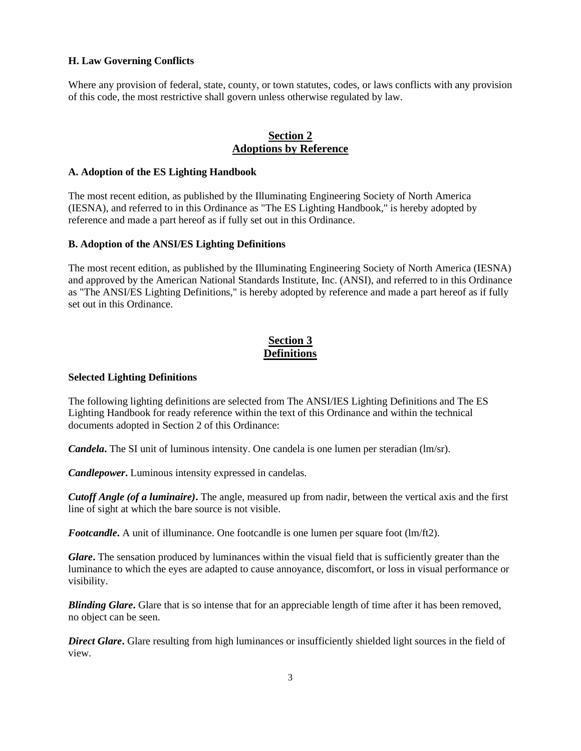**H. Law Governing Conflicts**

Where any provision of federal, state, county, or town statutes, codes, or laws conflicts with any provision of this code, the most restrictive shall govern unless otherwise regulated by law.

## Section 2
## Adoptions by Reference

**A. Adoption of the ES Lighting Handbook**

The most recent edition, as published by the Illuminating Engineering Society of North America (IESNA), and referred to in this Ordinance as "The ES Lighting Handbook," is hereby adopted by reference and made a part hereof as if fully set out in this Ordinance.

**B. Adoption of the ANSI/ES Lighting Definitions**

The most recent edition, as published by the Illuminating Engineering Society of North America (IESNA) and approved by the American National Standards Institute, Inc. (ANSI), and referred to in this Ordinance as "The ANSI/ES Lighting Definitions," is hereby adopted by reference and made a part hereof as if fully set out in this Ordinance.

## Section 3
## Definitions

**Selected Lighting Definitions**

The following lighting definitions are selected from The ANSI/IES Lighting Definitions and The ES Lighting Handbook for ready reference within the text of this Ordinance and within the technical documents adopted in Section 2 of this Ordinance:

***Candela*.** The SI unit of luminous intensity. One candela is one lumen per steradian (lm/sr).

***Candlepower*.** Luminous intensity expressed in candelas.

***Cutoff Angle (of a luminaire)*.** The angle, measured up from nadir, between the vertical axis and the first line of sight at which the bare source is not visible.

***Footcandle*.** A unit of illuminance. One footcandle is one lumen per square foot (lm/ft2).

***Glare*.** The sensation produced by luminances within the visual field that is sufficiently greater than the luminance to which the eyes are adapted to cause annoyance, discomfort, or loss in visual performance or visibility.

***Blinding Glare*.** Glare that is so intense that for an appreciable length of time after it has been removed, no object can be seen.

***Direct Glare*.** Glare resulting from high luminances or insufficiently shielded light sources in the field of view.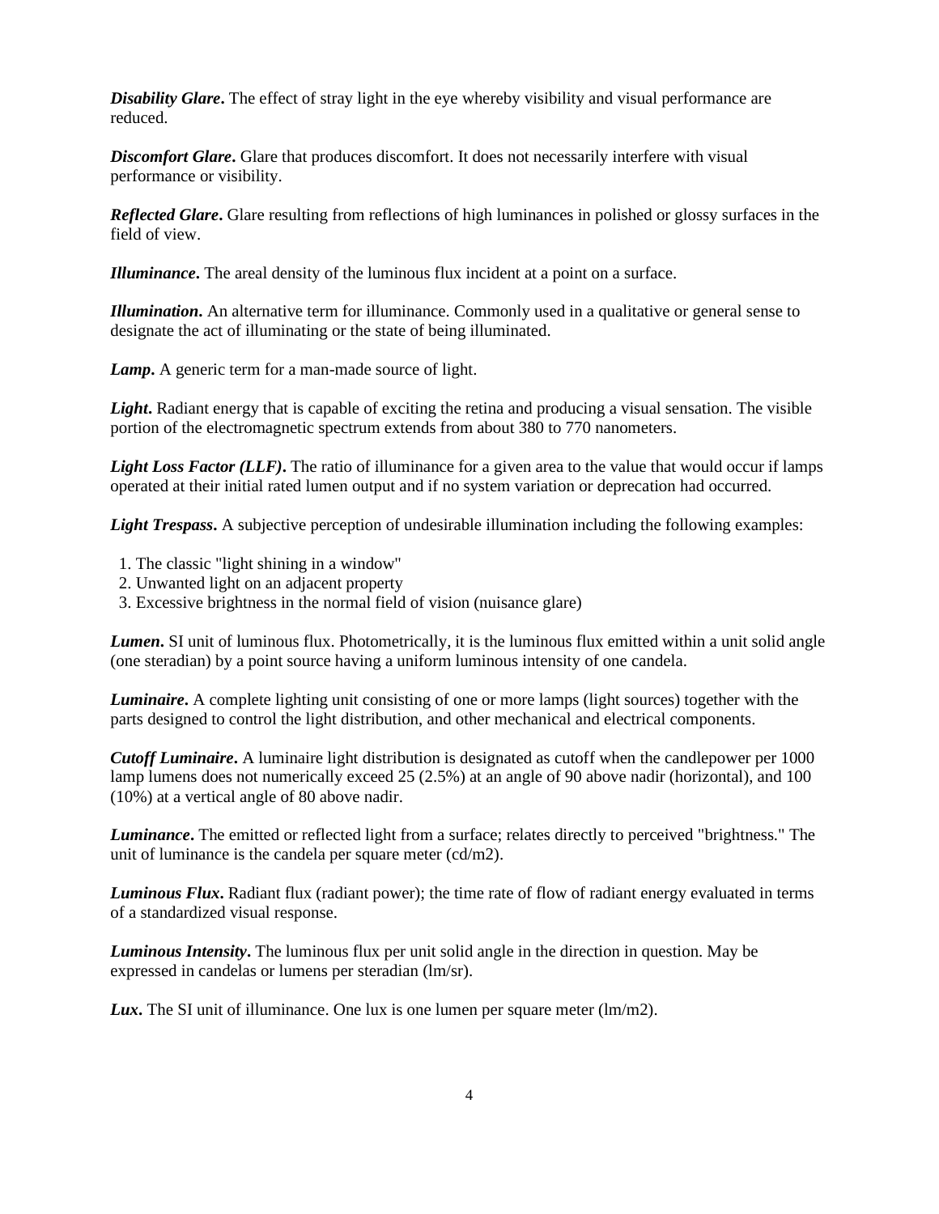***Disability Glare*.** The effect of stray light in the eye whereby visibility and visual performance are reduced.

***Discomfort Glare*.** Glare that produces discomfort. It does not necessarily interfere with visual performance or visibility.

***Reflected Glare*.** Glare resulting from reflections of high luminances in polished or glossy surfaces in the field of view.

***Illuminance*.** The areal density of the luminous flux incident at a point on a surface.

***Illumination*.** An alternative term for illuminance. Commonly used in a qualitative or general sense to designate the act of illuminating or the state of being illuminated.

***Lamp*.** A generic term for a man-made source of light.

***Light*.** Radiant energy that is capable of exciting the retina and producing a visual sensation. The visible portion of the electromagnetic spectrum extends from about 380 to 770 nanometers.

***Light Loss Factor (LLF)*.** The ratio of illuminance for a given area to the value that would occur if lamps operated at their initial rated lumen output and if no system variation or deprecation had occurred.

***Light Trespass*.** A subjective perception of undesirable illumination including the following examples:

1. The classic "light shining in a window"
2. Unwanted light on an adjacent property
3. Excessive brightness in the normal field of vision (nuisance glare)

***Lumen*.** SI unit of luminous flux. Photometrically, it is the luminous flux emitted within a unit solid angle (one steradian) by a point source having a uniform luminous intensity of one candela.

***Luminaire*.** A complete lighting unit consisting of one or more lamps (light sources) together with the parts designed to control the light distribution, and other mechanical and electrical components.

***Cutoff Luminaire*.** A luminaire light distribution is designated as cutoff when the candlepower per 1000 lamp lumens does not numerically exceed 25 (2.5%) at an angle of 90 above nadir (horizontal), and 100 (10%) at a vertical angle of 80 above nadir.

***Luminance*.** The emitted or reflected light from a surface; relates directly to perceived "brightness." The unit of luminance is the candela per square meter (cd/m2).

***Luminous Flux*.** Radiant flux (radiant power); the time rate of flow of radiant energy evaluated in terms of a standardized visual response.

***Luminous Intensity*.** The luminous flux per unit solid angle in the direction in question. May be expressed in candelas or lumens per steradian (lm/sr).

***Lux*.** The SI unit of illuminance. One lux is one lumen per square meter (lm/m2).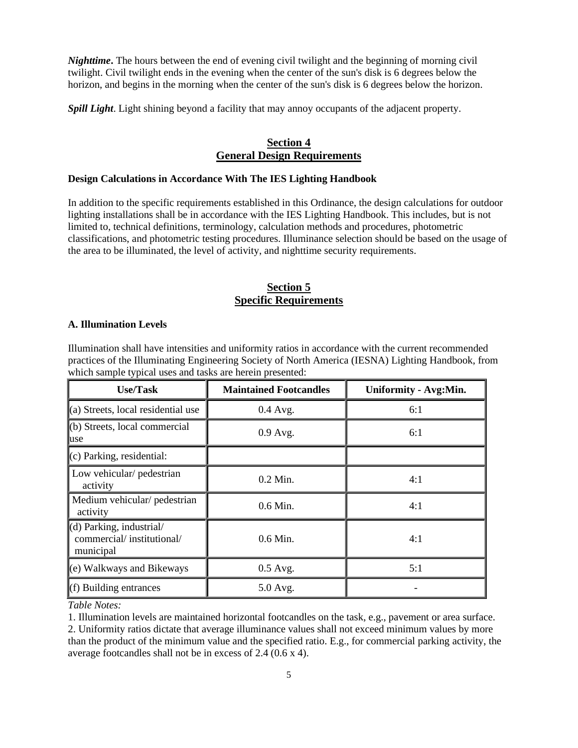***Nighttime*.** The hours between the end of evening civil twilight and the beginning of morning civil twilight. Civil twilight ends in the evening when the center of the sun's disk is 6 degrees below the horizon, and begins in the morning when the center of the sun's disk is 6 degrees below the horizon.

***Spill Light***. Light shining beyond a facility that may annoy occupants of the adjacent property.

## Section 4
## General Design Requirements

**Design Calculations in Accordance With The IES Lighting Handbook**

In addition to the specific requirements established in this Ordinance, the design calculations for outdoor lighting installations shall be in accordance with the IES Lighting Handbook. This includes, but is not limited to, technical definitions, terminology, calculation methods and procedures, photometric classifications, and photometric testing procedures. Illuminance selection should be based on the usage of the area to be illuminated, the level of activity, and nighttime security requirements.

## Section 5
## Specific Requirements

**A. Illumination Levels**

Illumination shall have intensities and uniformity ratios in accordance with the current recommended practices of the Illuminating Engineering Society of North America (IESNA) Lighting Handbook, from which sample typical uses and tasks are herein presented:

| Use/Task | Maintained Footcandles | Uniformity - Avg:Min. |
|---|---|---|
| (a) Streets, local residential use | 0.4 Avg. | 6:1 |
| (b) Streets, local commercial use | 0.9 Avg. | 6:1 |
| (c) Parking, residential: | | |
| Low vehicular/ pedestrian activity | 0.2 Min. | 4:1 |
| Medium vehicular/ pedestrian activity | 0.6 Min. | 4:1 |
| (d) Parking, industrial/ commercial/ institutional/ municipal | 0.6 Min. | 4:1 |
| (e) Walkways and Bikeways | 0.5 Avg. | 5:1 |
| (f) Building entrances | 5.0 Avg. | - |

*Table Notes:*

1. Illumination levels are maintained horizontal footcandles on the task, e.g., pavement or area surface.
2. Uniformity ratios dictate that average illuminance values shall not exceed minimum values by more than the product of the minimum value and the specified ratio. E.g., for commercial parking activity, the average footcandles shall not be in excess of 2.4 (0.6 x 4).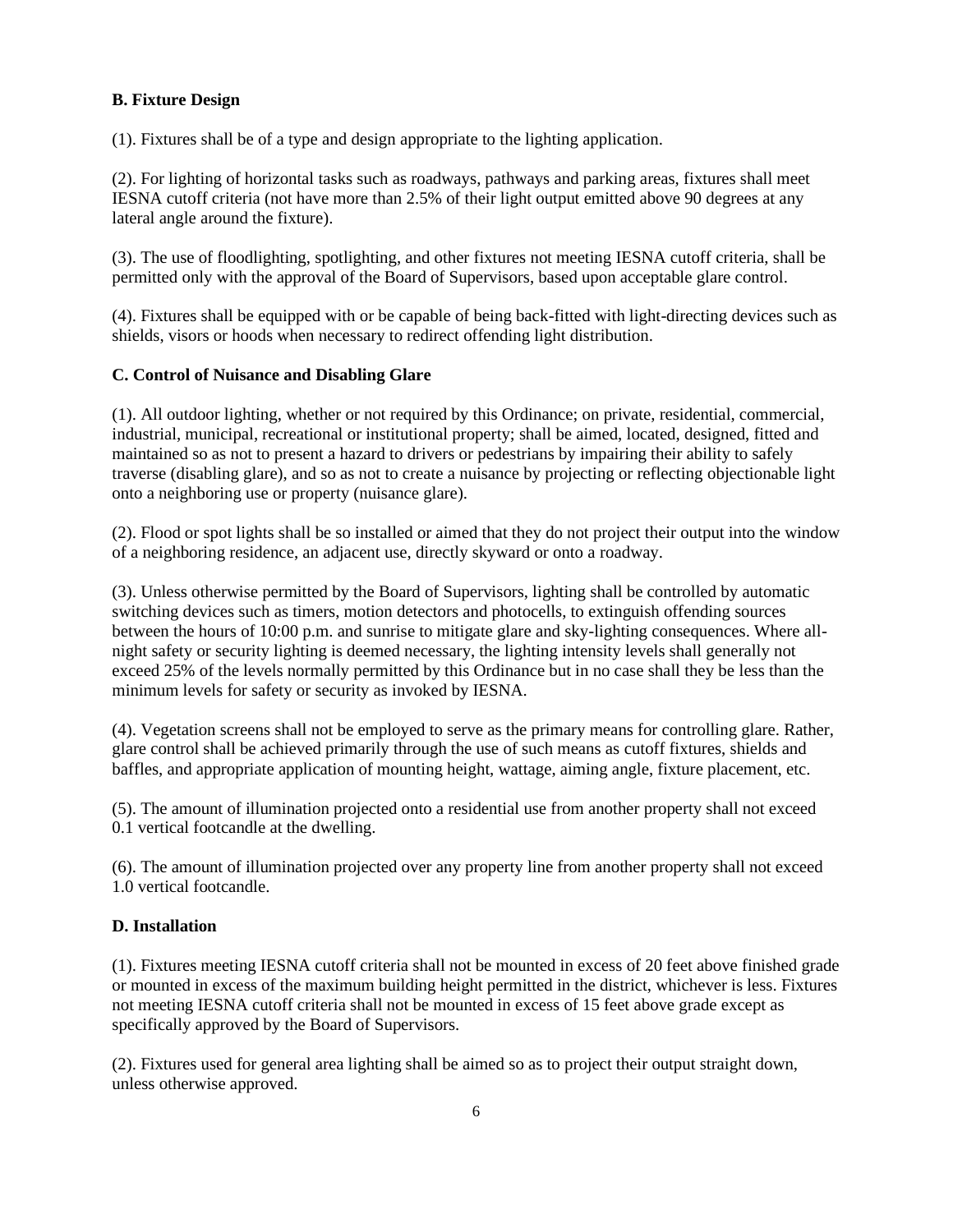**B. Fixture Design**

(1). Fixtures shall be of a type and design appropriate to the lighting application.

(2). For lighting of horizontal tasks such as roadways, pathways and parking areas, fixtures shall meet IESNA cutoff criteria (not have more than 2.5% of their light output emitted above 90 degrees at any lateral angle around the fixture).

(3). The use of floodlighting, spotlighting, and other fixtures not meeting IESNA cutoff criteria, shall be permitted only with the approval of the Board of Supervisors, based upon acceptable glare control.

(4). Fixtures shall be equipped with or be capable of being back-fitted with light-directing devices such as shields, visors or hoods when necessary to redirect offending light distribution.

**C. Control of Nuisance and Disabling Glare**

(1). All outdoor lighting, whether or not required by this Ordinance; on private, residential, commercial, industrial, municipal, recreational or institutional property; shall be aimed, located, designed, fitted and maintained so as not to present a hazard to drivers or pedestrians by impairing their ability to safely traverse (disabling glare), and so as not to create a nuisance by projecting or reflecting objectionable light onto a neighboring use or property (nuisance glare).

(2). Flood or spot lights shall be so installed or aimed that they do not project their output into the window of a neighboring residence, an adjacent use, directly skyward or onto a roadway.

(3). Unless otherwise permitted by the Board of Supervisors, lighting shall be controlled by automatic switching devices such as timers, motion detectors and photocells, to extinguish offending sources between the hours of 10:00 p.m. and sunrise to mitigate glare and sky-lighting consequences. Where all-night safety or security lighting is deemed necessary, the lighting intensity levels shall generally not exceed 25% of the levels normally permitted by this Ordinance but in no case shall they be less than the minimum levels for safety or security as invoked by IESNA.

(4). Vegetation screens shall not be employed to serve as the primary means for controlling glare. Rather, glare control shall be achieved primarily through the use of such means as cutoff fixtures, shields and baffles, and appropriate application of mounting height, wattage, aiming angle, fixture placement, etc.

(5). The amount of illumination projected onto a residential use from another property shall not exceed 0.1 vertical footcandle at the dwelling.

(6). The amount of illumination projected over any property line from another property shall not exceed 1.0 vertical footcandle.

**D. Installation**

(1). Fixtures meeting IESNA cutoff criteria shall not be mounted in excess of 20 feet above finished grade or mounted in excess of the maximum building height permitted in the district, whichever is less. Fixtures not meeting IESNA cutoff criteria shall not be mounted in excess of 15 feet above grade except as specifically approved by the Board of Supervisors.

(2). Fixtures used for general area lighting shall be aimed so as to project their output straight down, unless otherwise approved.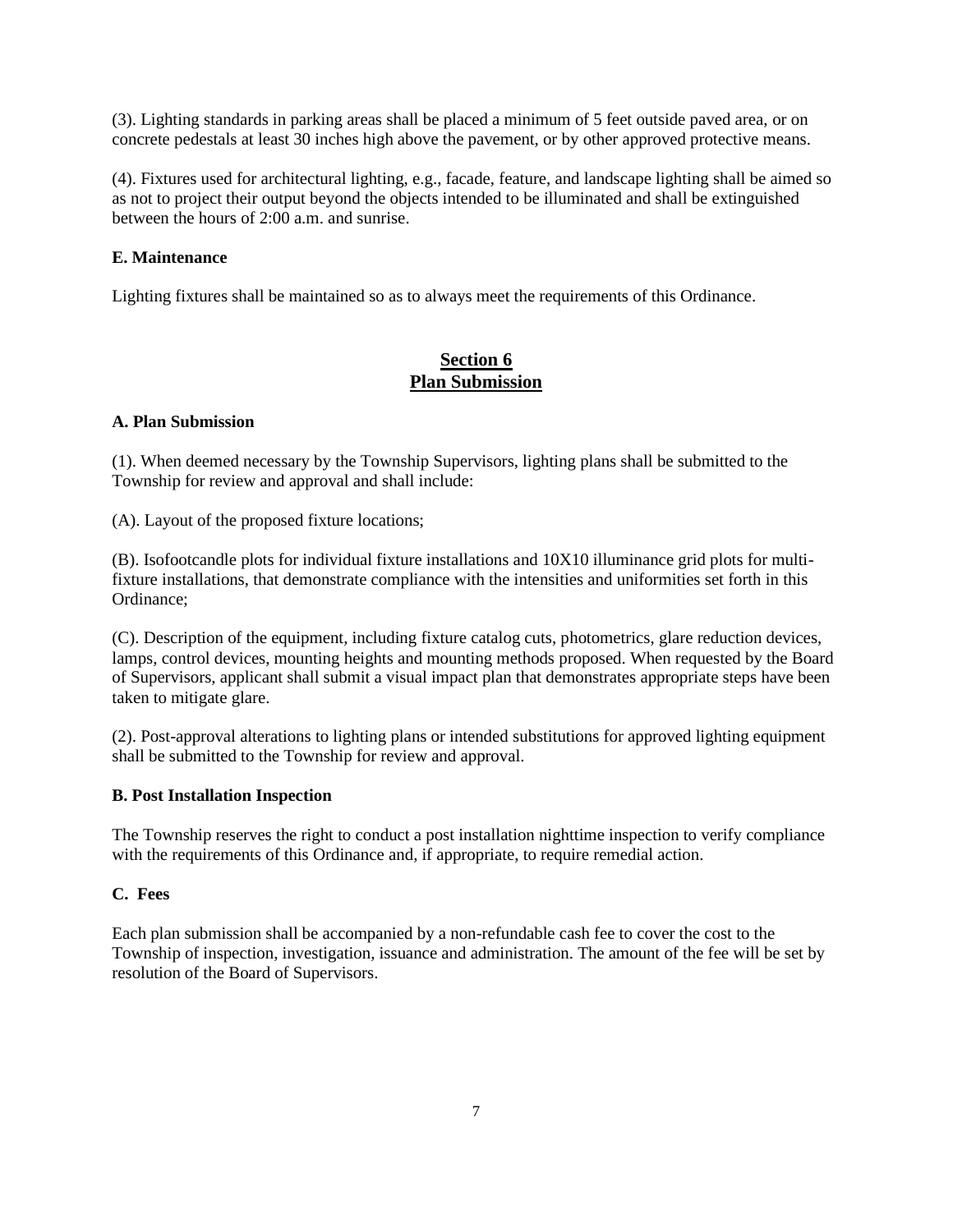(3). Lighting standards in parking areas shall be placed a minimum of 5 feet outside paved area, or on concrete pedestals at least 30 inches high above the pavement, or by other approved protective means.

(4). Fixtures used for architectural lighting, e.g., facade, feature, and landscape lighting shall be aimed so as not to project their output beyond the objects intended to be illuminated and shall be extinguished between the hours of 2:00 a.m. and sunrise.

**E. Maintenance**

Lighting fixtures shall be maintained so as to always meet the requirements of this Ordinance.

## Section 6
## Plan Submission

**A. Plan Submission**

(1). When deemed necessary by the Township Supervisors, lighting plans shall be submitted to the Township for review and approval and shall include:

(A). Layout of the proposed fixture locations;

(B). Isofootcandle plots for individual fixture installations and 10X10 illuminance grid plots for multi-fixture installations, that demonstrate compliance with the intensities and uniformities set forth in this Ordinance;

(C). Description of the equipment, including fixture catalog cuts, photometrics, glare reduction devices, lamps, control devices, mounting heights and mounting methods proposed. When requested by the Board of Supervisors, applicant shall submit a visual impact plan that demonstrates appropriate steps have been taken to mitigate glare.

(2). Post-approval alterations to lighting plans or intended substitutions for approved lighting equipment shall be submitted to the Township for review and approval.

**B. Post Installation Inspection**

The Township reserves the right to conduct a post installation nighttime inspection to verify compliance with the requirements of this Ordinance and, if appropriate, to require remedial action.

**C. Fees**

Each plan submission shall be accompanied by a non-refundable cash fee to cover the cost to the Township of inspection, investigation, issuance and administration. The amount of the fee will be set by resolution of the Board of Supervisors.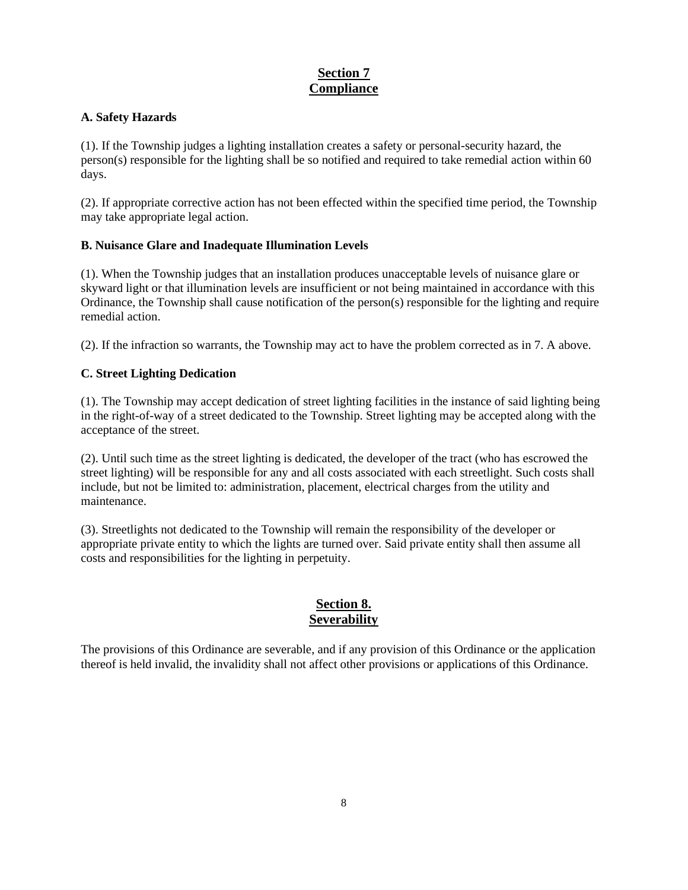## Section 7
## Compliance

**A. Safety Hazards**

(1). If the Township judges a lighting installation creates a safety or personal-security hazard, the person(s) responsible for the lighting shall be so notified and required to take remedial action within 60 days.

(2). If appropriate corrective action has not been effected within the specified time period, the Township may take appropriate legal action.

**B. Nuisance Glare and Inadequate Illumination Levels**

(1). When the Township judges that an installation produces unacceptable levels of nuisance glare or skyward light or that illumination levels are insufficient or not being maintained in accordance with this Ordinance, the Township shall cause notification of the person(s) responsible for the lighting and require remedial action.

(2). If the infraction so warrants, the Township may act to have the problem corrected as in 7. A above.

**C. Street Lighting Dedication**

(1). The Township may accept dedication of street lighting facilities in the instance of said lighting being in the right-of-way of a street dedicated to the Township. Street lighting may be accepted along with the acceptance of the street.

(2). Until such time as the street lighting is dedicated, the developer of the tract (who has escrowed the street lighting) will be responsible for any and all costs associated with each streetlight. Such costs shall include, but not be limited to: administration, placement, electrical charges from the utility and maintenance.

(3). Streetlights not dedicated to the Township will remain the responsibility of the developer or appropriate private entity to which the lights are turned over. Said private entity shall then assume all costs and responsibilities for the lighting in perpetuity.

## Section 8.
## Severability

The provisions of this Ordinance are severable, and if any provision of this Ordinance or the application thereof is held invalid, the invalidity shall not affect other provisions or applications of this Ordinance.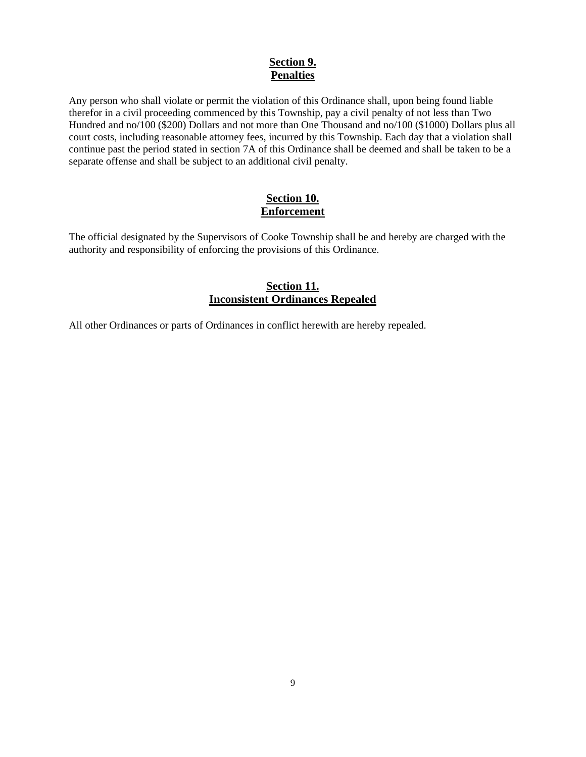## Section 9.
## Penalties

Any person who shall violate or permit the violation of this Ordinance shall, upon being found liable therefor in a civil proceeding commenced by this Township, pay a civil penalty of not less than Two Hundred and no/100 ($200) Dollars and not more than One Thousand and no/100 ($1000) Dollars plus all court costs, including reasonable attorney fees, incurred by this Township. Each day that a violation shall continue past the period stated in section 7A of this Ordinance shall be deemed and shall be taken to be a separate offense and shall be subject to an additional civil penalty.

## Section 10.
## Enforcement

The official designated by the Supervisors of Cooke Township shall be and hereby are charged with the authority and responsibility of enforcing the provisions of this Ordinance.

## Section 11.
## Inconsistent Ordinances Repealed

All other Ordinances or parts of Ordinances in conflict herewith are hereby repealed.